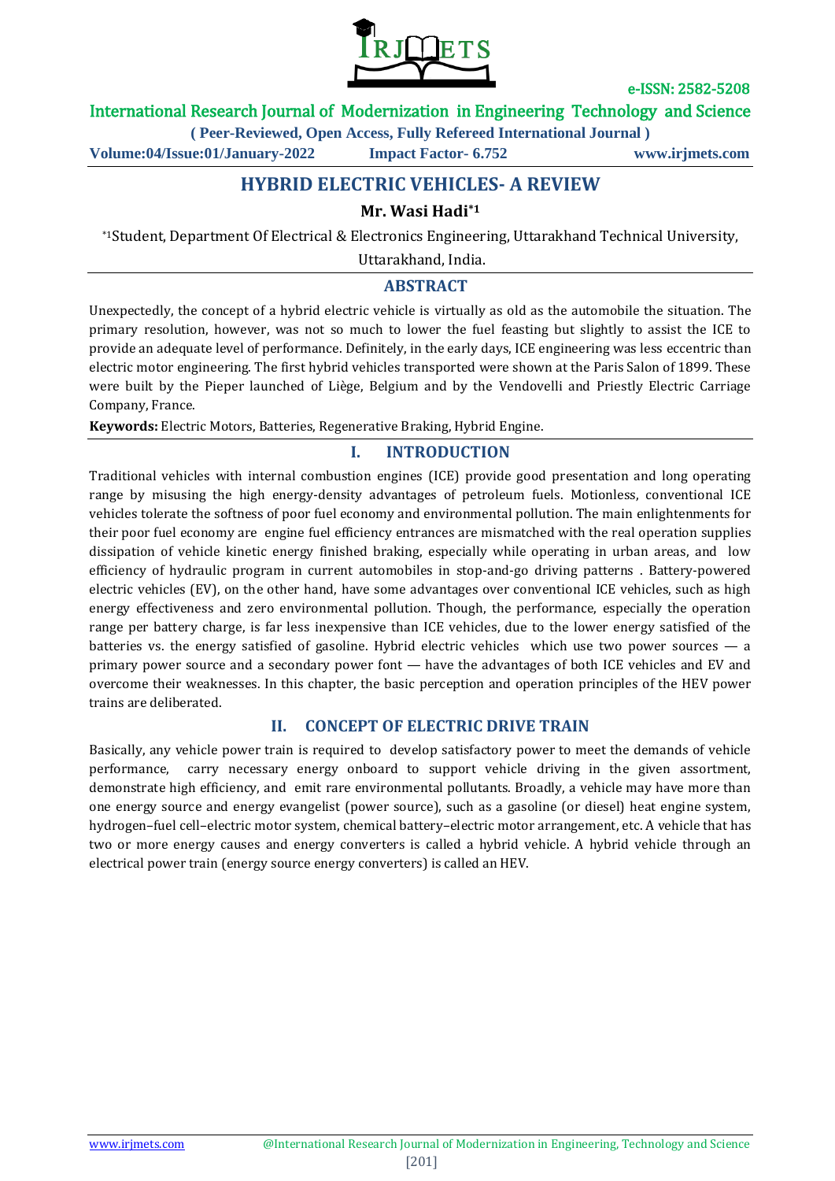# HYBRID ELECTRIC VEHICLES- A REVIEW

**Mr. Wasi Hadi[*1]**

[*1]Student, Department Of Electrical & Electronics Engineering, Uttarakhand Technical University, Uttarakhand, India.

## ABSTRACT

Unexpectedly, the concept of a hybrid electric vehicle is virtually as old as the automobile the situation. The primary resolution, however, was not so much to lower the fuel feasting but slightly to assist the ICE to provide an adequate level of performance. Definitely, in the early days, ICE engineering was less eccentric than electric motor engineering. The first hybrid vehicles transported were shown at the Paris Salon of 1899. These were built by the Pieper launched of Liège, Belgium and by the Vendovelli and Priestly Electric Carriage Company, France.

**Keywords:** Electric Motors, Batteries, Regenerative Braking, Hybrid Engine.

## I. INTRODUCTION

Traditional vehicles with internal combustion engines (ICE) provide good presentation and long operating range by misusing the high energy-density advantages of petroleum fuels. Motionless, conventional ICE vehicles tolerate the softness of poor fuel economy and environmental pollution. The main enlightenments for their poor fuel economy are engine fuel efficiency entrances are mismatched with the real operation supplies dissipation of vehicle kinetic energy finished braking, especially while operating in urban areas, and low efficiency of hydraulic program in current automobiles in stop-and-go driving patterns . Battery-powered electric vehicles (EV), on the other hand, have some advantages over conventional ICE vehicles, such as high energy effectiveness and zero environmental pollution. Though, the performance, especially the operation range per battery charge, is far less inexpensive than ICE vehicles, due to the lower energy satisfied of the batteries vs. the energy satisfied of gasoline. Hybrid electric vehicles which use two power sources — a primary power source and a secondary power font — have the advantages of both ICE vehicles and EV and overcome their weaknesses. In this chapter, the basic perception and operation principles of the HEV power trains are deliberated.

## II. CONCEPT OF ELECTRIC DRIVE TRAIN

Basically, any vehicle power train is required to develop satisfactory power to meet the demands of vehicle performance, carry necessary energy onboard to support vehicle driving in the given assortment, demonstrate high efficiency, and emit rare environmental pollutants. Broadly, a vehicle may have more than one energy source and energy evangelist (power source), such as a gasoline (or diesel) heat engine system, hydrogen–fuel cell–electric motor system, chemical battery–electric motor arrangement, etc. A vehicle that has two or more energy causes and energy converters is called a hybrid vehicle. A hybrid vehicle through an electrical power train (energy source energy converters) is called an HEV.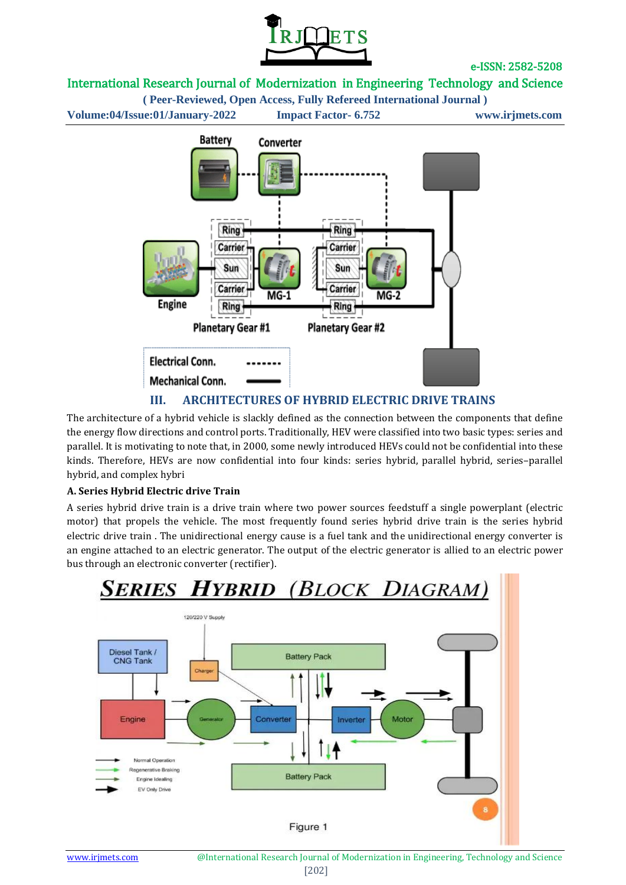## III. ARCHITECTURES OF HYBRID ELECTRIC DRIVE TRAINS

The architecture of a hybrid vehicle is slackly defined as the connection between the components that define the energy flow directions and control ports. Traditionally, HEV were classified into two basic types: series and parallel. It is motivating to note that, in 2000, some newly introduced HEVs could not be confidential into these kinds. Therefore, HEVs are now confidential into four kinds: series hybrid, parallel hybrid, series–parallel hybrid, and complex hybri

### A. Series Hybrid Electric drive Train

A series hybrid drive train is a drive train where two power sources feedstuff a single powerplant (electric motor) that propels the vehicle. The most frequently found series hybrid drive train is the series hybrid electric drive train . The unidirectional energy cause is a fuel tank and the unidirectional energy converter is an engine attached to an electric generator. The output of the electric generator is allied to an electric power bus through an electronic converter (rectifier).

Figure 1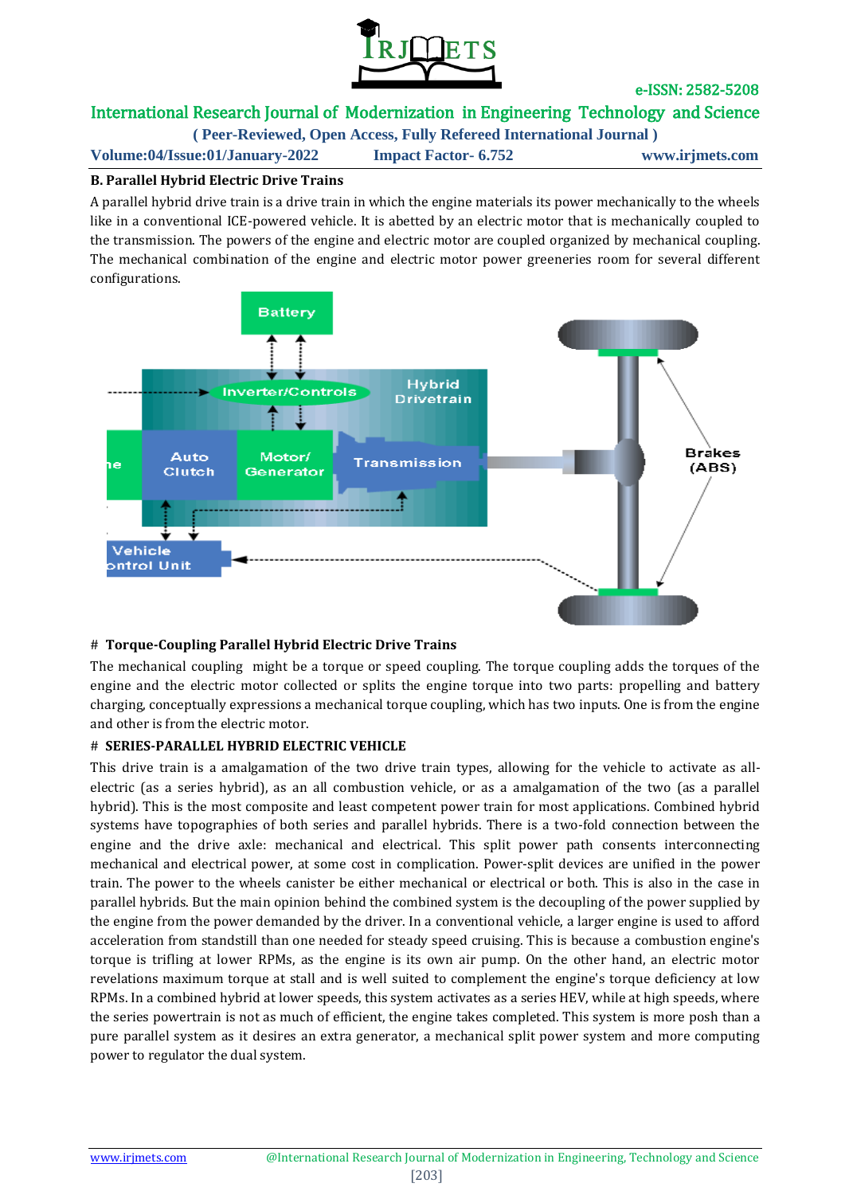**B. Parallel Hybrid Electric Drive Trains**

A parallel hybrid drive train is a drive train in which the engine materials its power mechanically to the wheels like in a conventional ICE-powered vehicle. It is abetted by an electric motor that is mechanically coupled to the transmission. The powers of the engine and electric motor are coupled organized by mechanical coupling. The mechanical combination of the engine and electric motor power greeneries room for several different configurations.

# **Torque-Coupling Parallel Hybrid Electric Drive Trains**

The mechanical coupling might be a torque or speed coupling. The torque coupling adds the torques of the engine and the electric motor collected or splits the engine torque into two parts: propelling and battery charging, conceptually expressions a mechanical torque coupling, which has two inputs. One is from the engine and other is from the electric motor.

# **SERIES-PARALLEL HYBRID ELECTRIC VEHICLE**

This drive train is a amalgamation of the two drive train types, allowing for the vehicle to activate as all-electric (as a series hybrid), as an all combustion vehicle, or as a amalgamation of the two (as a parallel hybrid). This is the most composite and least competent power train for most applications. Combined hybrid systems have topographies of both series and parallel hybrids. There is a two-fold connection between the engine and the drive axle: mechanical and electrical. This split power path consents interconnecting mechanical and electrical power, at some cost in complication. Power-split devices are unified in the power train. The power to the wheels canister be either mechanical or electrical or both. This is also in the case in parallel hybrids. But the main opinion behind the combined system is the decoupling of the power supplied by the engine from the power demanded by the driver. In a conventional vehicle, a larger engine is used to afford acceleration from standstill than one needed for steady speed cruising. This is because a combustion engine's torque is trifling at lower RPMs, as the engine is its own air pump. On the other hand, an electric motor revelations maximum torque at stall and is well suited to complement the engine's torque deficiency at low RPMs. In a combined hybrid at lower speeds, this system activates as a series HEV, while at high speeds, where the series powertrain is not as much of efficient, the engine takes completed. This system is more posh than a pure parallel system as it desires an extra generator, a mechanical split power system and more computing power to regulator the dual system.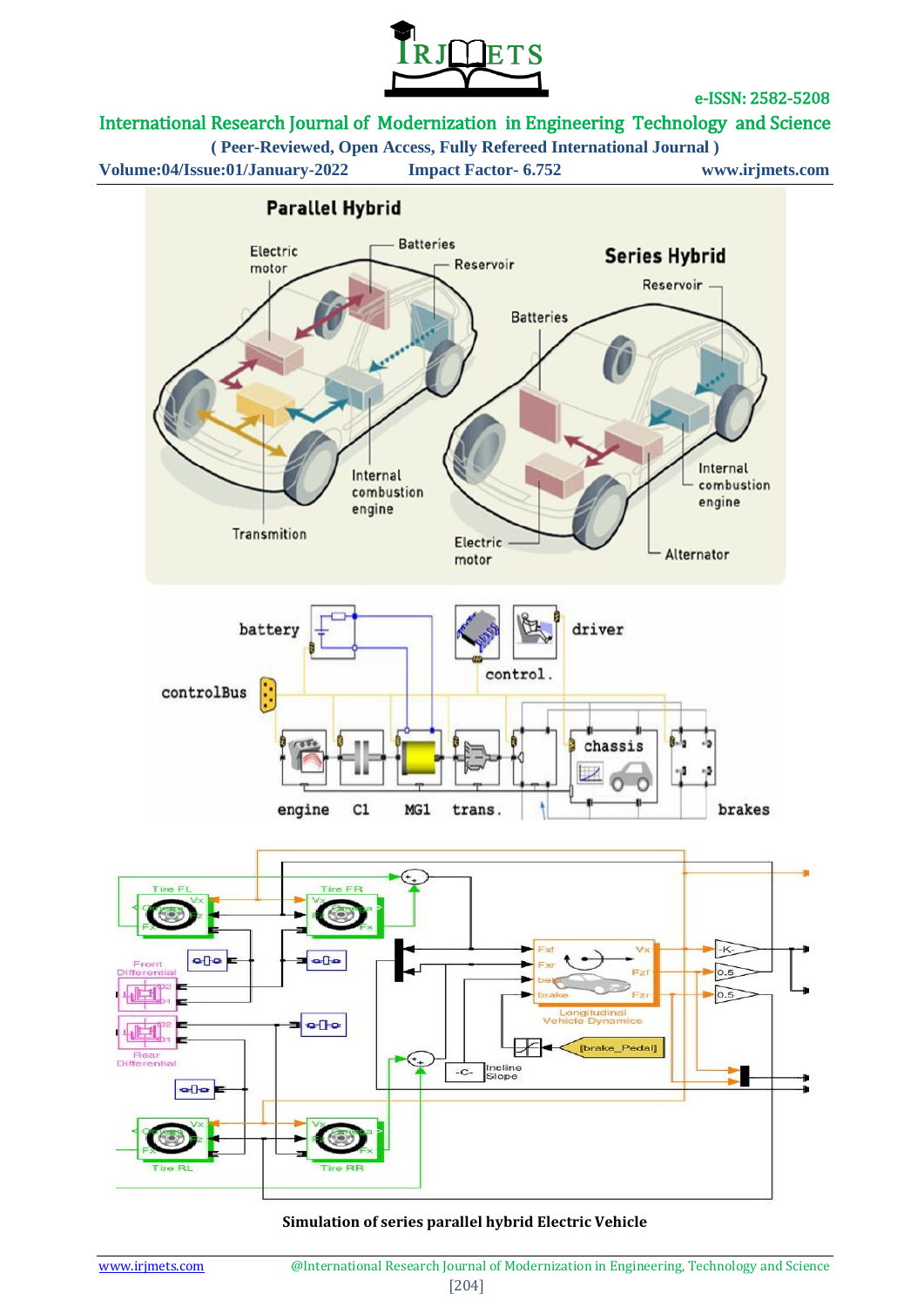**Simulation of series parallel hybrid Electric Vehicle**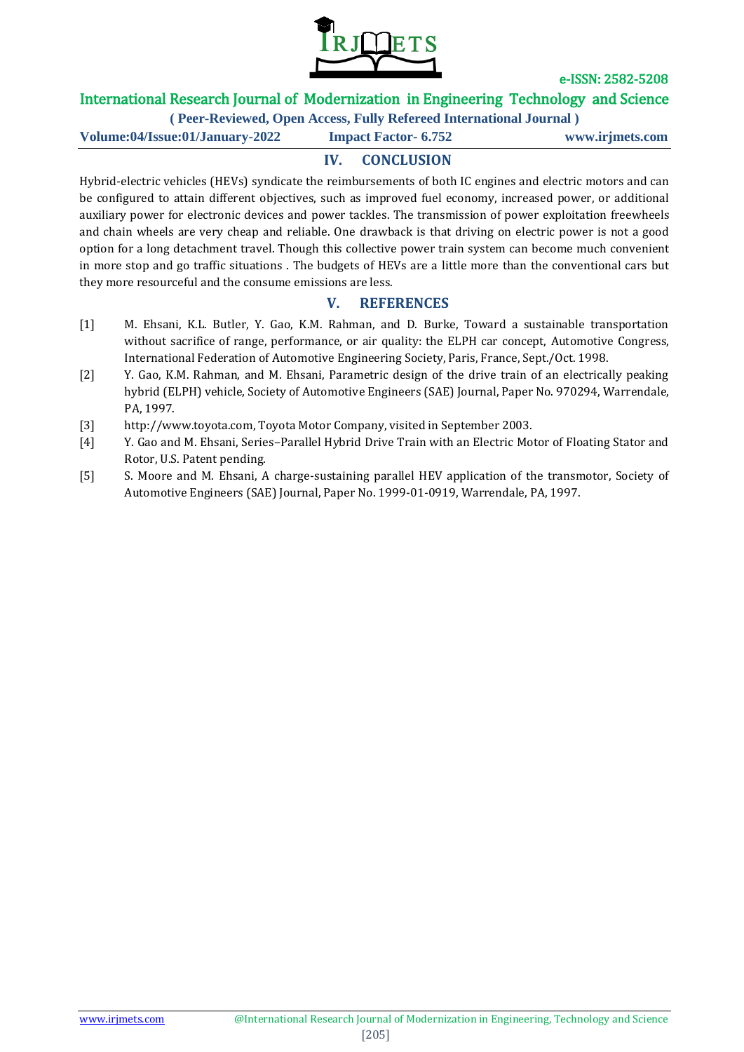## IV. CONCLUSION

Hybrid-electric vehicles (HEVs) syndicate the reimbursements of both IC engines and electric motors and can be configured to attain different objectives, such as improved fuel economy, increased power, or additional auxiliary power for electronic devices and power tackles. The transmission of power exploitation freewheels and chain wheels are very cheap and reliable. One drawback is that driving on electric power is not a good option for a long detachment travel. Though this collective power train system can become much convenient in more stop and go traffic situations . The budgets of HEVs are a little more than the conventional cars but they more resourceful and the consume emissions are less.

## V. REFERENCES

[1] M. Ehsani, K.L. Butler, Y. Gao, K.M. Rahman, and D. Burke, Toward a sustainable transportation without sacrifice of range, performance, or air quality: the ELPH car concept, Automotive Congress, International Federation of Automotive Engineering Society, Paris, France, Sept./Oct. 1998.

[2] Y. Gao, K.M. Rahman, and M. Ehsani, Parametric design of the drive train of an electrically peaking hybrid (ELPH) vehicle, Society of Automotive Engineers (SAE) Journal, Paper No. 970294, Warrendale, PA, 1997.

[3] http://www.toyota.com, Toyota Motor Company, visited in September 2003.

[4] Y. Gao and M. Ehsani, Series–Parallel Hybrid Drive Train with an Electric Motor of Floating Stator and Rotor, U.S. Patent pending.

[5] S. Moore and M. Ehsani, A charge-sustaining parallel HEV application of the transmotor, Society of Automotive Engineers (SAE) Journal, Paper No. 1999-01-0919, Warrendale, PA, 1997.